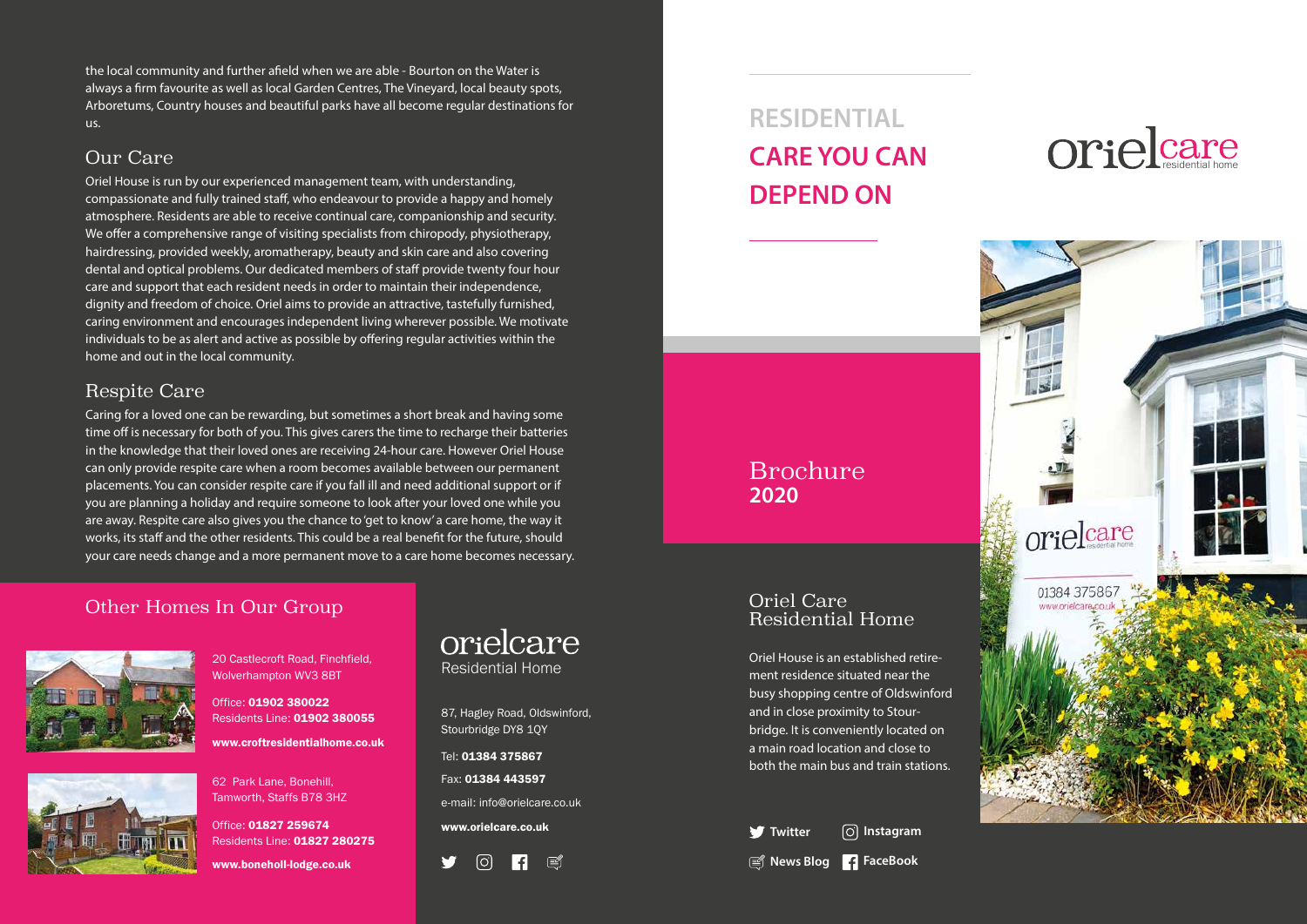the local community and further afield when we are able - Bourton on the Water is always a firm favourite as well as local Garden Centres, The Vineyard, local beauty spots, Arboretums, Country houses and beautiful parks have all become regular destinations for us.

## Our Care

Oriel House is run by our experienced management team, with understanding, compassionate and fully trained staff, who endeavour to provide a happy and homely atmosphere. Residents are able to receive continual care, companionship and security. We offer a comprehensive range of visiting specialists from chiropody, physiotherapy, hairdressing, provided weekly, aromatherapy, beauty and skin care and also covering dental and optical problems. Our dedicated members of staff provide twenty four hour care and support that each resident needs in order to maintain their independence, dignity and freedom of choice. Oriel aims to provide an attractive, tastefully furnished, caring environment and encourages independent living wherever possible. We motivate individuals to be as alert and active as possible by offering regular activities within the home and out in the local community.

## Respite Care

Caring for a loved one can be rewarding, but sometimes a short break and having some time off is necessary for both of you. This gives carers the time to recharge their batteries in the knowledge that their loved ones are receiving 24-hour care. However Oriel House can only provide respite care when a room becomes available between our permanent placements. You can consider respite care if you fall ill and need additional support or if you are planning a holiday and require someone to look after your loved one while you are away. Respite care also gives you the chance to 'get to know' a care home, the way it works, its staff and the other residents. This could be a real benefit for the future, should your care needs change and a more permanent move to a care home becomes necessary.

## Other Homes In Our Group

20 Castlecroft Road, Finchfield,
Wolverhampton WV3 8BT

Office: **01902 380022**
Residents Line: **01902 380055**

**www.croftresidentialhome.co.uk**

62 Park Lane, Bonehill,
Tamworth, Staffs B78 3HZ

Office: **01827 259674**
Residents Line: **01827 280275**

**www.boneholl-lodge.co.uk**

**orielcare**
Residential Home

87, Hagley Road, Oldswinford,
Stourbridge DY8 1QY

Tel: **01384 375867**

Fax: **01384 443597**

e-mail: info@orielcare.co.uk

**www.orielcare.co.uk**

# RESIDENTIAL CARE YOU CAN DEPEND ON

orielcare residential home

Brochure
**2020**

## Oriel Care Residential Home

Oriel House is an established retirement residence situated near the busy shopping centre of Oldswinford and in close proximity to Stourbridge. It is conveniently located on a main road location and close to both the main bus and train stations.

**Twitter** **Instagram**

**News Blog** **FaceBook**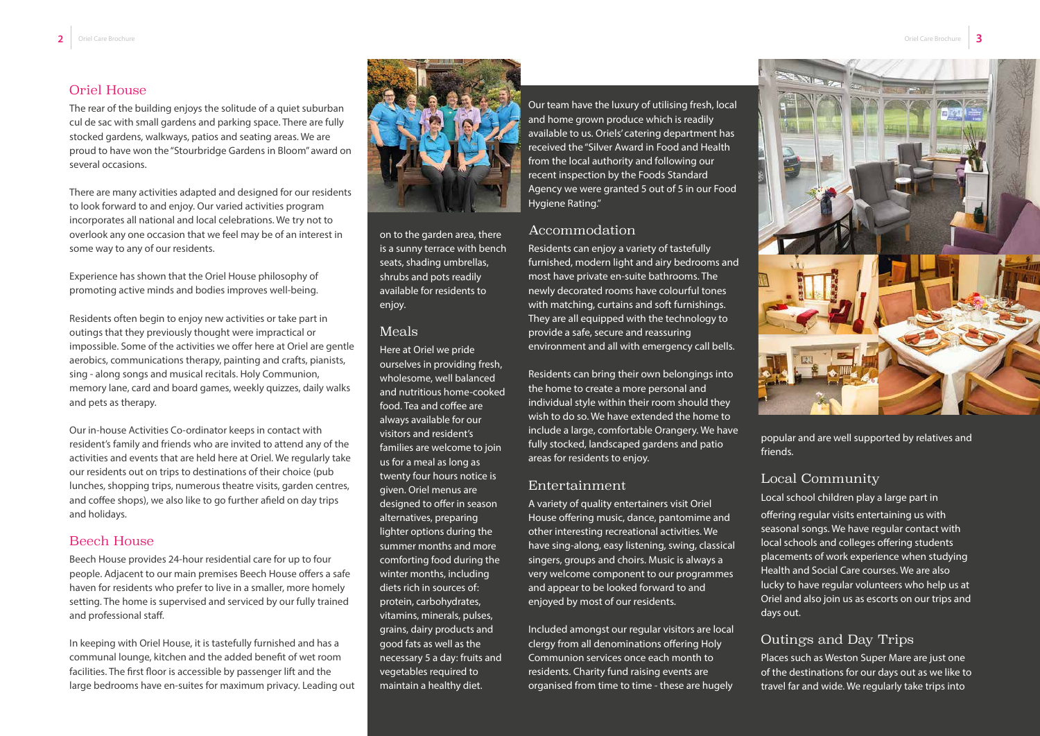## Oriel House

The rear of the building enjoys the solitude of a quiet suburban cul de sac with small gardens and parking space. There are fully stocked gardens, walkways, patios and seating areas. We are proud to have won the "Stourbridge Gardens in Bloom" award on several occasions.

There are many activities adapted and designed for our residents to look forward to and enjoy. Our varied activities program incorporates all national and local celebrations. We try not to overlook any one occasion that we feel may be of an interest in some way to any of our residents.

Experience has shown that the Oriel House philosophy of promoting active minds and bodies improves well-being.

Residents often begin to enjoy new activities or take part in outings that they previously thought were impractical or impossible. Some of the activities we offer here at Oriel are gentle aerobics, communications therapy, painting and crafts, pianists, sing - along songs and musical recitals. Holy Communion, memory lane, card and board games, weekly quizzes, daily walks and pets as therapy.

Our in-house Activities Co-ordinator keeps in contact with resident's family and friends who are invited to attend any of the activities and events that are held here at Oriel. We regularly take our residents out on trips to destinations of their choice (pub lunches, shopping trips, numerous theatre visits, garden centres, and coffee shops), we also like to go further afield on day trips and holidays.

## Beech House

Beech House provides 24-hour residential care for up to four people. Adjacent to our main premises Beech House offers a safe haven for residents who prefer to live in a smaller, more homely setting. The home is supervised and serviced by our fully trained and professional staff.

In keeping with Oriel House, it is tastefully furnished and has a communal lounge, kitchen and the added benefit of wet room facilities. The first floor is accessible by passenger lift and the large bedrooms have en-suites for maximum privacy. Leading out on to the garden area, there is a sunny terrace with bench seats, shading umbrellas, shrubs and pots readily available for residents to enjoy.

## Meals

Here at Oriel we pride ourselves in providing fresh, wholesome, well balanced and nutritious home-cooked food. Tea and coffee are always available for our visitors and resident's families are welcome to join us for a meal as long as twenty four hours notice is given. Oriel menus are designed to offer in season alternatives, preparing lighter options during the summer months and more comforting food during the winter months, including diets rich in sources of: protein, carbohydrates, vitamins, minerals, pulses, grains, dairy products and good fats as well as the necessary 5 a day: fruits and vegetables required to maintain a healthy diet.

Our team have the luxury of utilising fresh, local and home grown produce which is readily available to us. Oriels' catering department has received the "Silver Award in Food and Health from the local authority and following our recent inspection by the Foods Standard Agency we were granted 5 out of 5 in our Food Hygiene Rating."

## Accommodation

Residents can enjoy a variety of tastefully furnished, modern light and airy bedrooms and most have private en-suite bathrooms. The newly decorated rooms have colourful tones with matching, curtains and soft furnishings. They are all equipped with the technology to provide a safe, secure and reassuring environment and all with emergency call bells.

Residents can bring their own belongings into the home to create a more personal and individual style within their room should they wish to do so. We have extended the home to include a large, comfortable Orangery. We have fully stocked, landscaped gardens and patio areas for residents to enjoy.

## Entertainment

A variety of quality entertainers visit Oriel House offering music, dance, pantomime and other interesting recreational activities. We have sing-along, easy listening, swing, classical singers, groups and choirs. Music is always a very welcome component to our programmes and appear to be looked forward to and enjoyed by most of our residents.

Included amongst our regular visitors are local clergy from all denominations offering Holy Communion services once each month to residents. Charity fund raising events are organised from time to time - these are hugely popular and are well supported by relatives and friends.

## Local Community

Local school children play a large part in offering regular visits entertaining us with seasonal songs. We have regular contact with local schools and colleges offering students placements of work experience when studying Health and Social Care courses. We are also lucky to have regular volunteers who help us at Oriel and also join us as escorts on our trips and days out.

## Outings and Day Trips

Places such as Weston Super Mare are just one of the destinations for our days out as we like to travel far and wide. We regularly take trips into